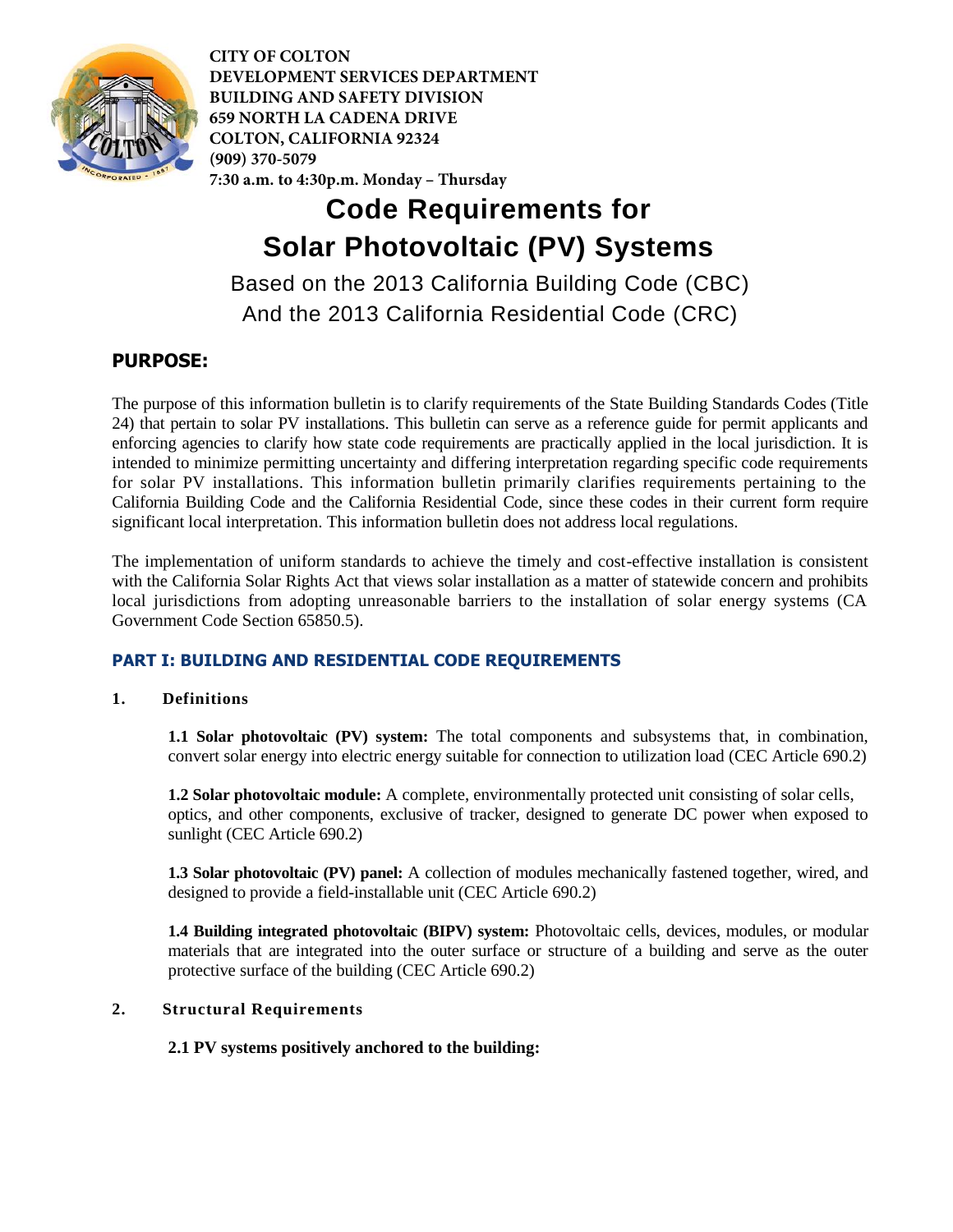**CITY OF COLTON**
**DEVELOPMENT SERVICES DEPARTMENT**
**BUILDING AND SAFETY DIVISION**
**659 NORTH LA CADENA DRIVE**
**COLTON, CALIFORNIA 92324**
**(909) 370-5079**
**7:30 a.m. to 4:30p.m. Monday – Thursday**

# Code Requirements for Solar Photovoltaic (PV) Systems

Based on the 2013 California Building Code (CBC)
And the 2013 California Residential Code (CRC)

## PURPOSE:

The purpose of this information bulletin is to clarify requirements of the State Building Standards Codes (Title 24) that pertain to solar PV installations. This bulletin can serve as a reference guide for permit applicants and enforcing agencies to clarify how state code requirements are practically applied in the local jurisdiction. It is intended to minimize permitting uncertainty and differing interpretation regarding specific code requirements for solar PV installations. This information bulletin primarily clarifies requirements pertaining to the California Building Code and the California Residential Code, since these codes in their current form require significant local interpretation. This information bulletin does not address local regulations.

The implementation of uniform standards to achieve the timely and cost-effective installation is consistent with the California Solar Rights Act that views solar installation as a matter of statewide concern and prohibits local jurisdictions from adopting unreasonable barriers to the installation of solar energy systems (CA Government Code Section 65850.5).

## PART I: BUILDING AND RESIDENTIAL CODE REQUIREMENTS

### 1. Definitions

**1.1 Solar photovoltaic (PV) system:** The total components and subsystems that, in combination, convert solar energy into electric energy suitable for connection to utilization load (CEC Article 690.2)

**1.2 Solar photovoltaic module:** A complete, environmentally protected unit consisting of solar cells, optics, and other components, exclusive of tracker, designed to generate DC power when exposed to sunlight (CEC Article 690.2)

**1.3 Solar photovoltaic (PV) panel:** A collection of modules mechanically fastened together, wired, and designed to provide a field-installable unit (CEC Article 690.2)

**1.4 Building integrated photovoltaic (BIPV) system:** Photovoltaic cells, devices, modules, or modular materials that are integrated into the outer surface or structure of a building and serve as the outer protective surface of the building (CEC Article 690.2)

### 2. Structural Requirements

**2.1 PV systems positively anchored to the building:**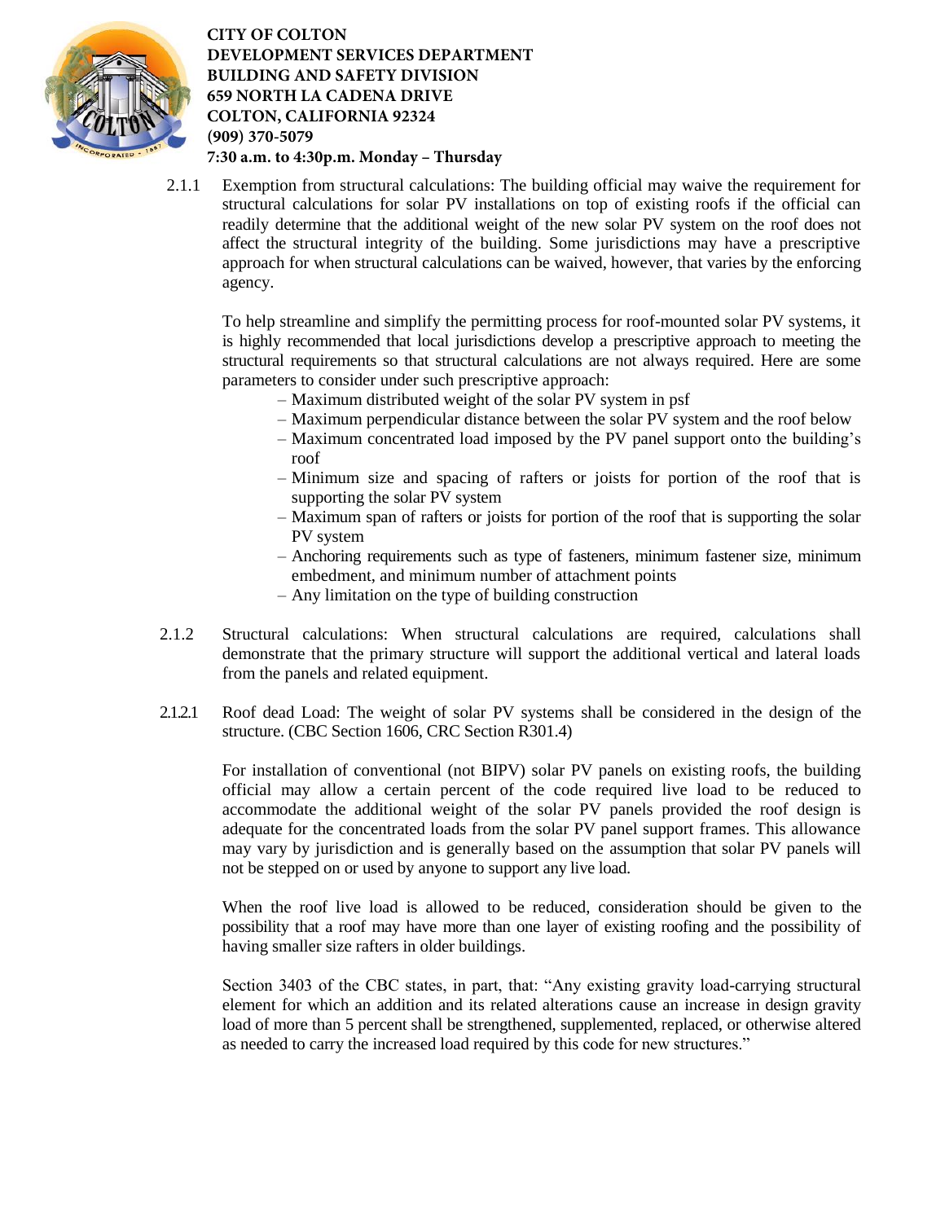2.1.1 Exemption from structural calculations: The building official may waive the requirement for structural calculations for solar PV installations on top of existing roofs if the official can readily determine that the additional weight of the new solar PV system on the roof does not affect the structural integrity of the building. Some jurisdictions may have a prescriptive approach for when structural calculations can be waived, however, that varies by the enforcing agency.

To help streamline and simplify the permitting process for roof-mounted solar PV systems, it is highly recommended that local jurisdictions develop a prescriptive approach to meeting the structural requirements so that structural calculations are not always required. Here are some parameters to consider under such prescriptive approach:

- Maximum distributed weight of the solar PV system in psf
- Maximum perpendicular distance between the solar PV system and the roof below
- Maximum concentrated load imposed by the PV panel support onto the building's roof
- Minimum size and spacing of rafters or joists for portion of the roof that is supporting the solar PV system
- Maximum span of rafters or joists for portion of the roof that is supporting the solar PV system
- Anchoring requirements such as type of fasteners, minimum fastener size, minimum embedment, and minimum number of attachment points
- Any limitation on the type of building construction

2.1.2 Structural calculations: When structural calculations are required, calculations shall demonstrate that the primary structure will support the additional vertical and lateral loads from the panels and related equipment.

2.1.2.1 Roof dead Load: The weight of solar PV systems shall be considered in the design of the structure. (CBC Section 1606, CRC Section R301.4)

For installation of conventional (not BIPV) solar PV panels on existing roofs, the building official may allow a certain percent of the code required live load to be reduced to accommodate the additional weight of the solar PV panels provided the roof design is adequate for the concentrated loads from the solar PV panel support frames. This allowance may vary by jurisdiction and is generally based on the assumption that solar PV panels will not be stepped on or used by anyone to support any live load.

When the roof live load is allowed to be reduced, consideration should be given to the possibility that a roof may have more than one layer of existing roofing and the possibility of having smaller size rafters in older buildings.

Section 3403 of the CBC states, in part, that: "Any existing gravity load-carrying structural element for which an addition and its related alterations cause an increase in design gravity load of more than 5 percent shall be strengthened, supplemented, replaced, or otherwise altered as needed to carry the increased load required by this code for new structures."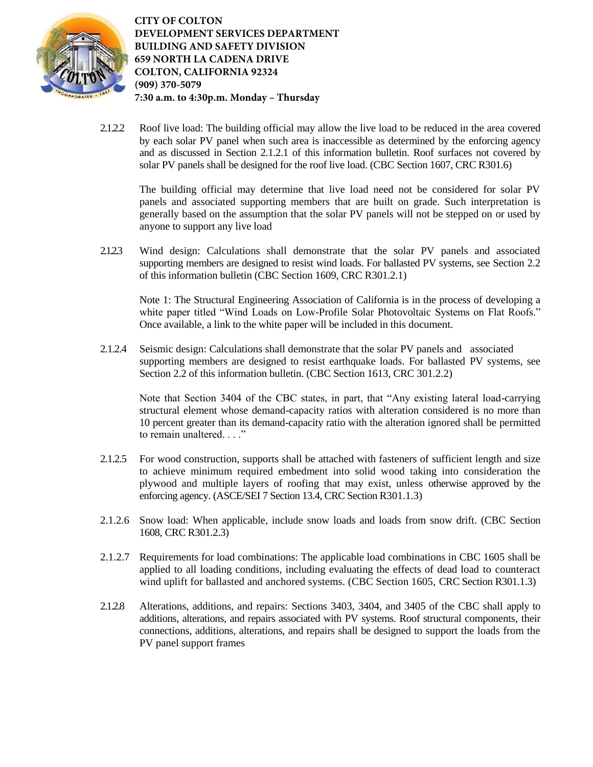2.1.2.2 Roof live load: The building official may allow the live load to be reduced in the area covered by each solar PV panel when such area is inaccessible as determined by the enforcing agency and as discussed in Section 2.1.2.1 of this information bulletin. Roof surfaces not covered by solar PV panels shall be designed for the roof live load. (CBC Section 1607, CRC R301.6)

The building official may determine that live load need not be considered for solar PV panels and associated supporting members that are built on grade. Such interpretation is generally based on the assumption that the solar PV panels will not be stepped on or used by anyone to support any live load

2.1.2.3 Wind design: Calculations shall demonstrate that the solar PV panels and associated supporting members are designed to resist wind loads. For ballasted PV systems, see Section 2.2 of this information bulletin (CBC Section 1609, CRC R301.2.1)

Note 1: The Structural Engineering Association of California is in the process of developing a white paper titled "Wind Loads on Low-Profile Solar Photovoltaic Systems on Flat Roofs." Once available, a link to the white paper will be included in this document.

2.1.2.4 Seismic design: Calculations shall demonstrate that the solar PV panels and associated supporting members are designed to resist earthquake loads. For ballasted PV systems, see Section 2.2 of this information bulletin. (CBC Section 1613, CRC 301.2.2)

Note that Section 3404 of the CBC states, in part, that "Any existing lateral load-carrying structural element whose demand-capacity ratios with alteration considered is no more than 10 percent greater than its demand-capacity ratio with the alteration ignored shall be permitted to remain unaltered. . . ."

2.1.2.5 For wood construction, supports shall be attached with fasteners of sufficient length and size to achieve minimum required embedment into solid wood taking into consideration the plywood and multiple layers of roofing that may exist, unless otherwise approved by the enforcing agency. (ASCE/SEI 7 Section 13.4, CRC Section R301.1.3)

2.1.2.6 Snow load: When applicable, include snow loads and loads from snow drift. (CBC Section 1608, CRC R301.2.3)

2.1.2.7 Requirements for load combinations: The applicable load combinations in CBC 1605 shall be applied to all loading conditions, including evaluating the effects of dead load to counteract wind uplift for ballasted and anchored systems. (CBC Section 1605, CRC Section R301.1.3)

2.1.2.8 Alterations, additions, and repairs: Sections 3403, 3404, and 3405 of the CBC shall apply to additions, alterations, and repairs associated with PV systems. Roof structural components, their connections, additions, alterations, and repairs shall be designed to support the loads from the PV panel support frames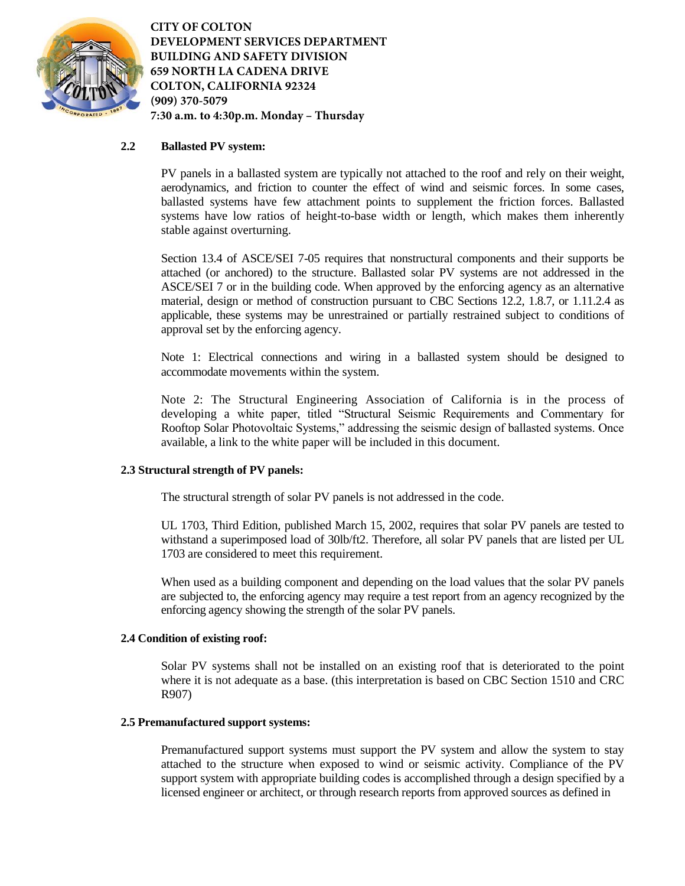**2.2 Ballasted PV system:**

PV panels in a ballasted system are typically not attached to the roof and rely on their weight, aerodynamics, and friction to counter the effect of wind and seismic forces. In some cases, ballasted systems have few attachment points to supplement the friction forces. Ballasted systems have low ratios of height-to-base width or length, which makes them inherently stable against overturning.

Section 13.4 of ASCE/SEI 7-05 requires that nonstructural components and their supports be attached (or anchored) to the structure. Ballasted solar PV systems are not addressed in the ASCE/SEI 7 or in the building code. When approved by the enforcing agency as an alternative material, design or method of construction pursuant to CBC Sections 12.2, 1.8.7, or 1.11.2.4 as applicable, these systems may be unrestrained or partially restrained subject to conditions of approval set by the enforcing agency.

Note 1: Electrical connections and wiring in a ballasted system should be designed to accommodate movements within the system.

Note 2: The Structural Engineering Association of California is in the process of developing a white paper, titled "Structural Seismic Requirements and Commentary for Rooftop Solar Photovoltaic Systems," addressing the seismic design of ballasted systems. Once available, a link to the white paper will be included in this document.

**2.3 Structural strength of PV panels:**

The structural strength of solar PV panels is not addressed in the code.

UL 1703, Third Edition, published March 15, 2002, requires that solar PV panels are tested to withstand a superimposed load of 30lb/ft2. Therefore, all solar PV panels that are listed per UL 1703 are considered to meet this requirement.

When used as a building component and depending on the load values that the solar PV panels are subjected to, the enforcing agency may require a test report from an agency recognized by the enforcing agency showing the strength of the solar PV panels.

**2.4 Condition of existing roof:**

Solar PV systems shall not be installed on an existing roof that is deteriorated to the point where it is not adequate as a base. (this interpretation is based on CBC Section 1510 and CRC R907)

**2.5 Premanufactured support systems:**

Premanufactured support systems must support the PV system and allow the system to stay attached to the structure when exposed to wind or seismic activity. Compliance of the PV support system with appropriate building codes is accomplished through a design specified by a licensed engineer or architect, or through research reports from approved sources as defined in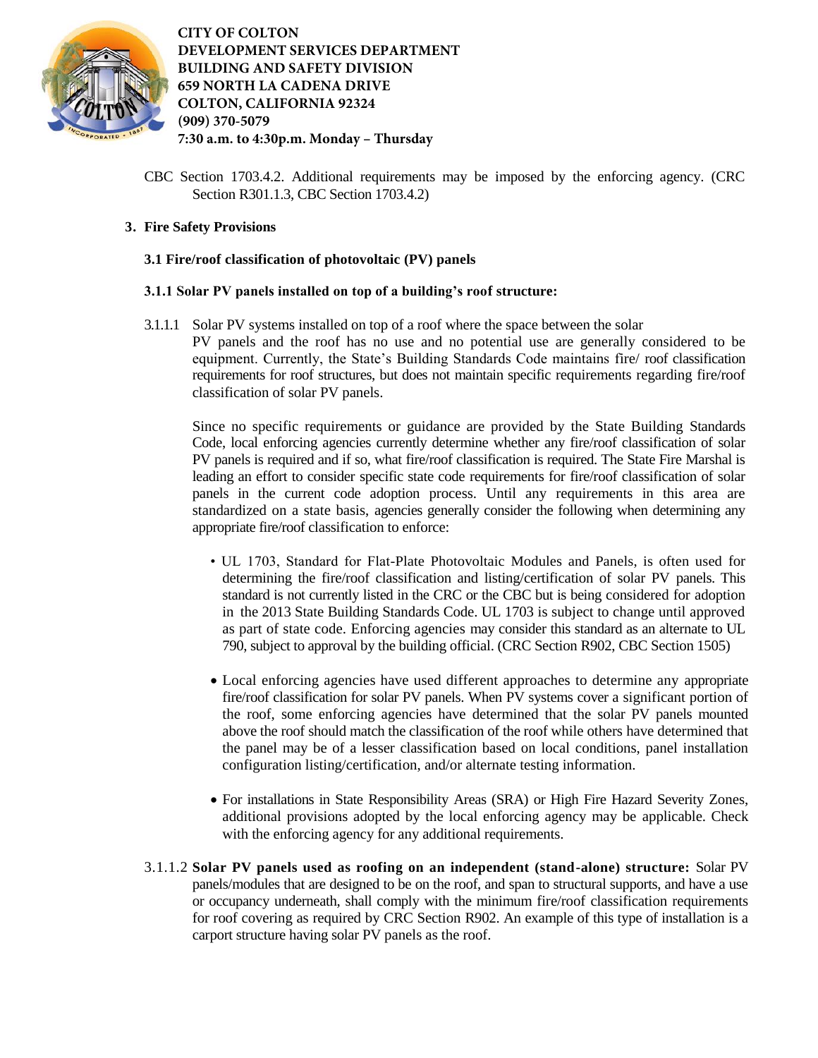CBC Section 1703.4.2. Additional requirements may be imposed by the enforcing agency. (CRC Section R301.1.3, CBC Section 1703.4.2)

**3. Fire Safety Provisions**

**3.1 Fire/roof classification of photovoltaic (PV) panels**

**3.1.1 Solar PV panels installed on top of a building's roof structure:**

3.1.1.1 Solar PV systems installed on top of a roof where the space between the solar PV panels and the roof has no use and no potential use are generally considered to be equipment. Currently, the State's Building Standards Code maintains fire/ roof classification requirements for roof structures, but does not maintain specific requirements regarding fire/roof classification of solar PV panels.

Since no specific requirements or guidance are provided by the State Building Standards Code, local enforcing agencies currently determine whether any fire/roof classification of solar PV panels is required and if so, what fire/roof classification is required. The State Fire Marshal is leading an effort to consider specific state code requirements for fire/roof classification of solar panels in the current code adoption process. Until any requirements in this area are standardized on a state basis, agencies generally consider the following when determining any appropriate fire/roof classification to enforce:

- UL 1703, Standard for Flat-Plate Photovoltaic Modules and Panels, is often used for determining the fire/roof classification and listing/certification of solar PV panels. This standard is not currently listed in the CRC or the CBC but is being considered for adoption in the 2013 State Building Standards Code. UL 1703 is subject to change until approved as part of state code. Enforcing agencies may consider this standard as an alternate to UL 790, subject to approval by the building official. (CRC Section R902, CBC Section 1505)

- Local enforcing agencies have used different approaches to determine any appropriate fire/roof classification for solar PV panels. When PV systems cover a significant portion of the roof, some enforcing agencies have determined that the solar PV panels mounted above the roof should match the classification of the roof while others have determined that the panel may be of a lesser classification based on local conditions, panel installation configuration listing/certification, and/or alternate testing information.

- For installations in State Responsibility Areas (SRA) or High Fire Hazard Severity Zones, additional provisions adopted by the local enforcing agency may be applicable. Check with the enforcing agency for any additional requirements.

3.1.1.2 **Solar PV panels used as roofing on an independent (stand-alone) structure:** Solar PV panels/modules that are designed to be on the roof, and span to structural supports, and have a use or occupancy underneath, shall comply with the minimum fire/roof classification requirements for roof covering as required by CRC Section R902. An example of this type of installation is a carport structure having solar PV panels as the roof.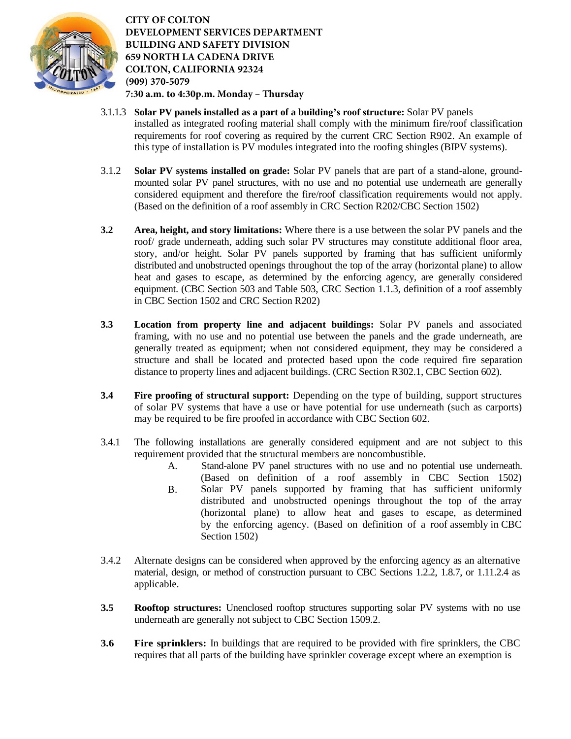3.1.1.3 **Solar PV panels installed as a part of a building's roof structure:** Solar PV panels installed as integrated roofing material shall comply with the minimum fire/roof classification requirements for roof covering as required by the current CRC Section R902. An example of this type of installation is PV modules integrated into the roofing shingles (BIPV systems).

3.1.2 **Solar PV systems installed on grade:** Solar PV panels that are part of a stand-alone, ground-mounted solar PV panel structures, with no use and no potential use underneath are generally considered equipment and therefore the fire/roof classification requirements would not apply. (Based on the definition of a roof assembly in CRC Section R202/CBC Section 1502)

**3.2** **Area, height, and story limitations:** Where there is a use between the solar PV panels and the roof/ grade underneath, adding such solar PV structures may constitute additional floor area, story, and/or height. Solar PV panels supported by framing that has sufficient uniformly distributed and unobstructed openings throughout the top of the array (horizontal plane) to allow heat and gases to escape, as determined by the enforcing agency, are generally considered equipment. (CBC Section 503 and Table 503, CRC Section 1.1.3, definition of a roof assembly in CBC Section 1502 and CRC Section R202)

**3.3** **Location from property line and adjacent buildings:** Solar PV panels and associated framing, with no use and no potential use between the panels and the grade underneath, are generally treated as equipment; when not considered equipment, they may be considered a structure and shall be located and protected based upon the code required fire separation distance to property lines and adjacent buildings. (CRC Section R302.1, CBC Section 602).

**3.4** **Fire proofing of structural support:** Depending on the type of building, support structures of solar PV systems that have a use or have potential for use underneath (such as carports) may be required to be fire proofed in accordance with CBC Section 602.

3.4.1 The following installations are generally considered equipment and are not subject to this requirement provided that the structural members are noncombustible.

A. Stand-alone PV panel structures with no use and no potential use underneath. (Based on definition of a roof assembly in CBC Section 1502)

B. Solar PV panels supported by framing that has sufficient uniformly distributed and unobstructed openings throughout the top of the array (horizontal plane) to allow heat and gases to escape, as determined by the enforcing agency. (Based on definition of a roof assembly in CBC Section 1502)

3.4.2 Alternate designs can be considered when approved by the enforcing agency as an alternative material, design, or method of construction pursuant to CBC Sections 1.2.2, 1.8.7, or 1.11.2.4 as applicable.

**3.5** **Rooftop structures:** Unenclosed rooftop structures supporting solar PV systems with no use underneath are generally not subject to CBC Section 1509.2.

**3.6** **Fire sprinklers:** In buildings that are required to be provided with fire sprinklers, the CBC requires that all parts of the building have sprinkler coverage except where an exemption is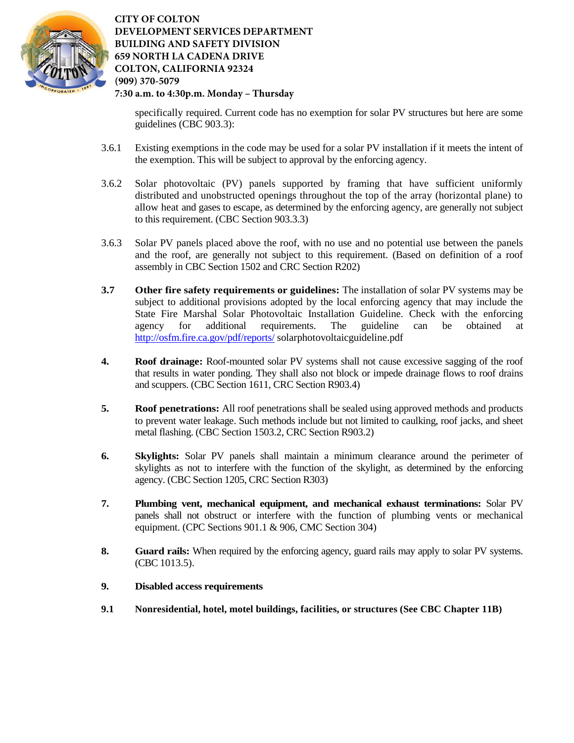specifically required. Current code has no exemption for solar PV structures but here are some guidelines (CBC 903.3):

3.6.1 Existing exemptions in the code may be used for a solar PV installation if it meets the intent of the exemption. This will be subject to approval by the enforcing agency.

3.6.2 Solar photovoltaic (PV) panels supported by framing that have sufficient uniformly distributed and unobstructed openings throughout the top of the array (horizontal plane) to allow heat and gases to escape, as determined by the enforcing agency, are generally not subject to this requirement. (CBC Section 903.3.3)

3.6.3 Solar PV panels placed above the roof, with no use and no potential use between the panels and the roof, are generally not subject to this requirement. (Based on definition of a roof assembly in CBC Section 1502 and CRC Section R202)

**3.7 Other fire safety requirements or guidelines:** The installation of solar PV systems may be subject to additional provisions adopted by the local enforcing agency that may include the State Fire Marshal Solar Photovoltaic Installation Guideline. Check with the enforcing agency for additional requirements. The guideline can be obtained at http://osfm.fire.ca.gov/pdf/reports/ solarphotovoltaicguideline.pdf

**4. Roof drainage:** Roof-mounted solar PV systems shall not cause excessive sagging of the roof that results in water ponding. They shall also not block or impede drainage flows to roof drains and scuppers. (CBC Section 1611, CRC Section R903.4)

**5. Roof penetrations:** All roof penetrations shall be sealed using approved methods and products to prevent water leakage. Such methods include but not limited to caulking, roof jacks, and sheet metal flashing. (CBC Section 1503.2, CRC Section R903.2)

**6. Skylights:** Solar PV panels shall maintain a minimum clearance around the perimeter of skylights as not to interfere with the function of the skylight, as determined by the enforcing agency. (CBC Section 1205, CRC Section R303)

**7. Plumbing vent, mechanical equipment, and mechanical exhaust terminations:** Solar PV panels shall not obstruct or interfere with the function of plumbing vents or mechanical equipment. (CPC Sections 901.1 & 906, CMC Section 304)

**8. Guard rails:** When required by the enforcing agency, guard rails may apply to solar PV systems. (CBC 1013.5).

**9. Disabled access requirements**

**9.1 Nonresidential, hotel, motel buildings, facilities, or structures (See CBC Chapter 11B)**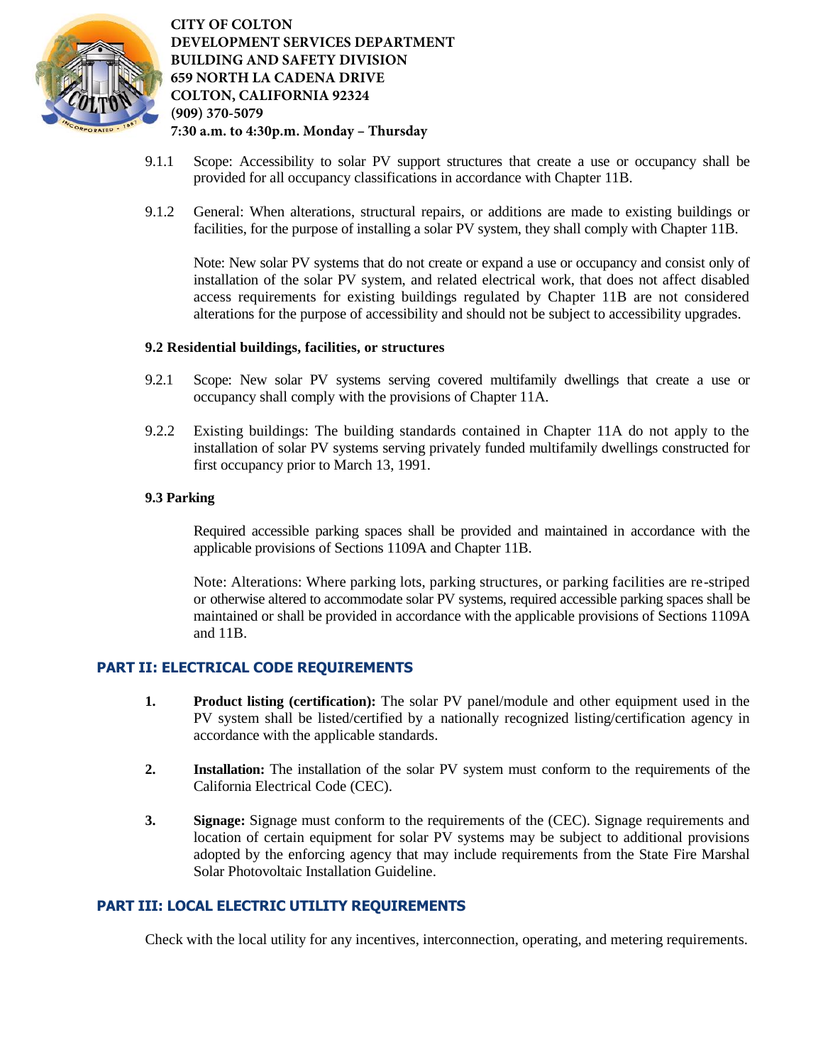9.1.1 Scope: Accessibility to solar PV support structures that create a use or occupancy shall be provided for all occupancy classifications in accordance with Chapter 11B.

9.1.2 General: When alterations, structural repairs, or additions are made to existing buildings or facilities, for the purpose of installing a solar PV system, they shall comply with Chapter 11B.

Note: New solar PV systems that do not create or expand a use or occupancy and consist only of installation of the solar PV system, and related electrical work, that does not affect disabled access requirements for existing buildings regulated by Chapter 11B are not considered alterations for the purpose of accessibility and should not be subject to accessibility upgrades.

**9.2 Residential buildings, facilities, or structures**

9.2.1 Scope: New solar PV systems serving covered multifamily dwellings that create a use or occupancy shall comply with the provisions of Chapter 11A.

9.2.2 Existing buildings: The building standards contained in Chapter 11A do not apply to the installation of solar PV systems serving privately funded multifamily dwellings constructed for first occupancy prior to March 13, 1991.

**9.3 Parking**

Required accessible parking spaces shall be provided and maintained in accordance with the applicable provisions of Sections 1109A and Chapter 11B.

Note: Alterations: Where parking lots, parking structures, or parking facilities are re-striped or otherwise altered to accommodate solar PV systems, required accessible parking spaces shall be maintained or shall be provided in accordance with the applicable provisions of Sections 1109A and 11B.

## PART II: ELECTRICAL CODE REQUIREMENTS

1. **Product listing (certification):** The solar PV panel/module and other equipment used in the PV system shall be listed/certified by a nationally recognized listing/certification agency in accordance with the applicable standards.

2. **Installation:** The installation of the solar PV system must conform to the requirements of the California Electrical Code (CEC).

3. **Signage:** Signage must conform to the requirements of the (CEC). Signage requirements and location of certain equipment for solar PV systems may be subject to additional provisions adopted by the enforcing agency that may include requirements from the State Fire Marshal Solar Photovoltaic Installation Guideline.

## PART III: LOCAL ELECTRIC UTILITY REQUIREMENTS

Check with the local utility for any incentives, interconnection, operating, and metering requirements.